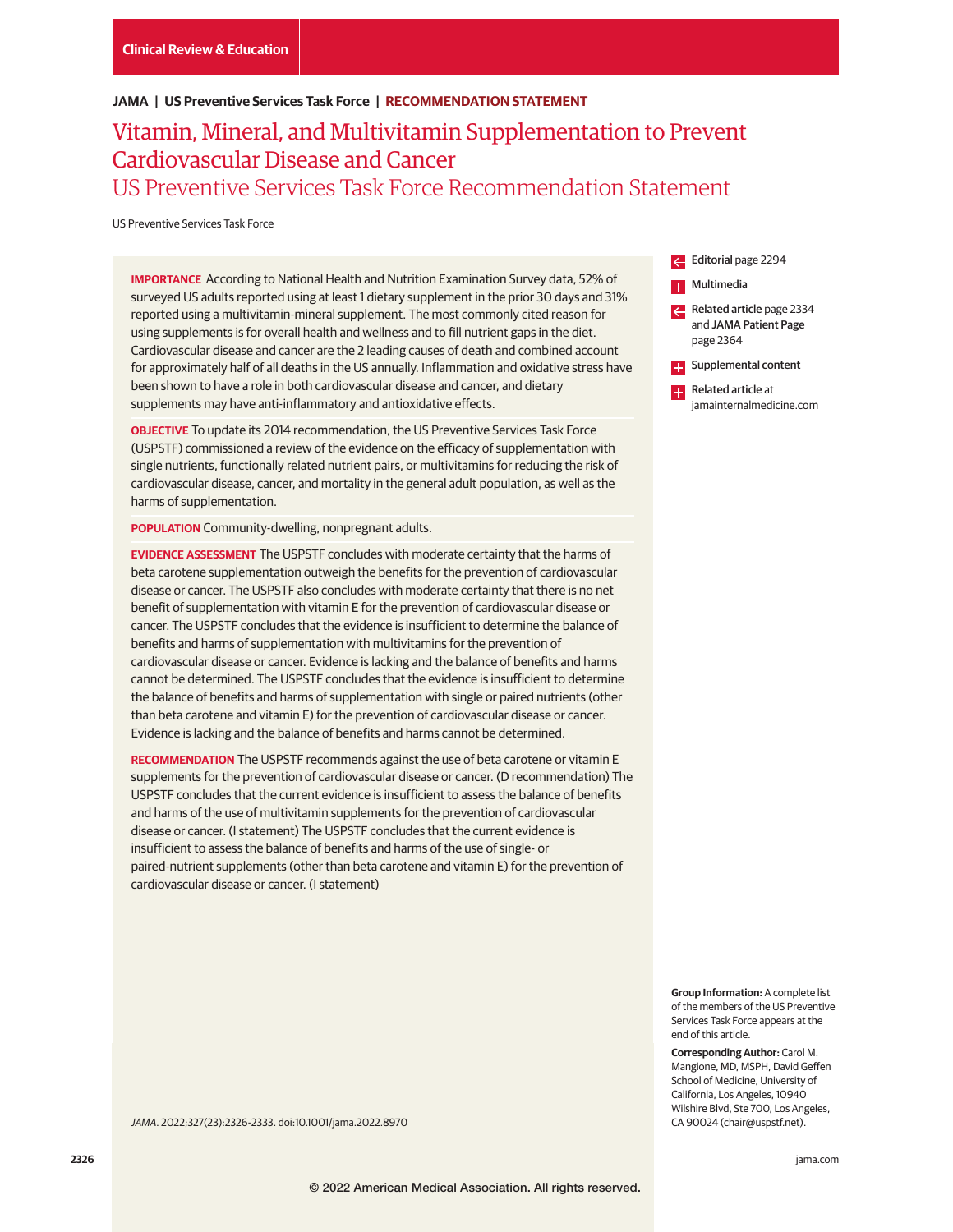Clinical Review & Education

JAMA | US Preventive Services Task Force | RECOMMENDATION STATEMENT

# Vitamin, Mineral, and Multivitamin Supplementation to Prevent Cardiovascular Disease and Cancer

## US Preventive Services Task Force Recommendation Statement

US Preventive Services Task Force

**IMPORTANCE** According to National Health and Nutrition Examination Survey data, 52% of surveyed US adults reported using at least 1 dietary supplement in the prior 30 days and 31% reported using a multivitamin-mineral supplement. The most commonly cited reason for using supplements is for overall health and wellness and to fill nutrient gaps in the diet. Cardiovascular disease and cancer are the 2 leading causes of death and combined account for approximately half of all deaths in the US annually. Inflammation and oxidative stress have been shown to have a role in both cardiovascular disease and cancer, and dietary supplements may have anti-inflammatory and antioxidative effects.

**OBJECTIVE** To update its 2014 recommendation, the US Preventive Services Task Force (USPSTF) commissioned a review of the evidence on the efficacy of supplementation with single nutrients, functionally related nutrient pairs, or multivitamins for reducing the risk of cardiovascular disease, cancer, and mortality in the general adult population, as well as the harms of supplementation.

**POPULATION** Community-dwelling, nonpregnant adults.

**EVIDENCE ASSESSMENT** The USPSTF concludes with moderate certainty that the harms of beta carotene supplementation outweigh the benefits for the prevention of cardiovascular disease or cancer. The USPSTF also concludes with moderate certainty that there is no net benefit of supplementation with vitamin E for the prevention of cardiovascular disease or cancer. The USPSTF concludes that the evidence is insufficient to determine the balance of benefits and harms of supplementation with multivitamins for the prevention of cardiovascular disease or cancer. Evidence is lacking and the balance of benefits and harms cannot be determined. The USPSTF concludes that the evidence is insufficient to determine the balance of benefits and harms of supplementation with single or paired nutrients (other than beta carotene and vitamin E) for the prevention of cardiovascular disease or cancer. Evidence is lacking and the balance of benefits and harms cannot be determined.

**RECOMMENDATION** The USPSTF recommends against the use of beta carotene or vitamin E supplements for the prevention of cardiovascular disease or cancer. (D recommendation) The USPSTF concludes that the current evidence is insufficient to assess the balance of benefits and harms of the use of multivitamin supplements for the prevention of cardiovascular disease or cancer. (I statement) The USPSTF concludes that the current evidence is insufficient to assess the balance of benefits and harms of the use of single- or paired-nutrient supplements (other than beta carotene and vitamin E) for the prevention of cardiovascular disease or cancer. (I statement)

*JAMA*. 2022;327(23):2326-2333. doi:10.1001/jama.2022.8970

Editorial page 2294

Multimedia

Related article page 2334 and **JAMA Patient Page** page 2364

Supplemental content

Related article at jamainternalmedicine.com

**Group Information:** A complete list of the members of the US Preventive Services Task Force appears at the end of this article.

**Corresponding Author:** Carol M. Mangione, MD, MSPH, David Geffen School of Medicine, University of California, Los Angeles, 10940 Wilshire Blvd, Ste 700, Los Angeles, CA 90024 (chair@uspstf.net).

© 2022 American Medical Association. All rights reserved.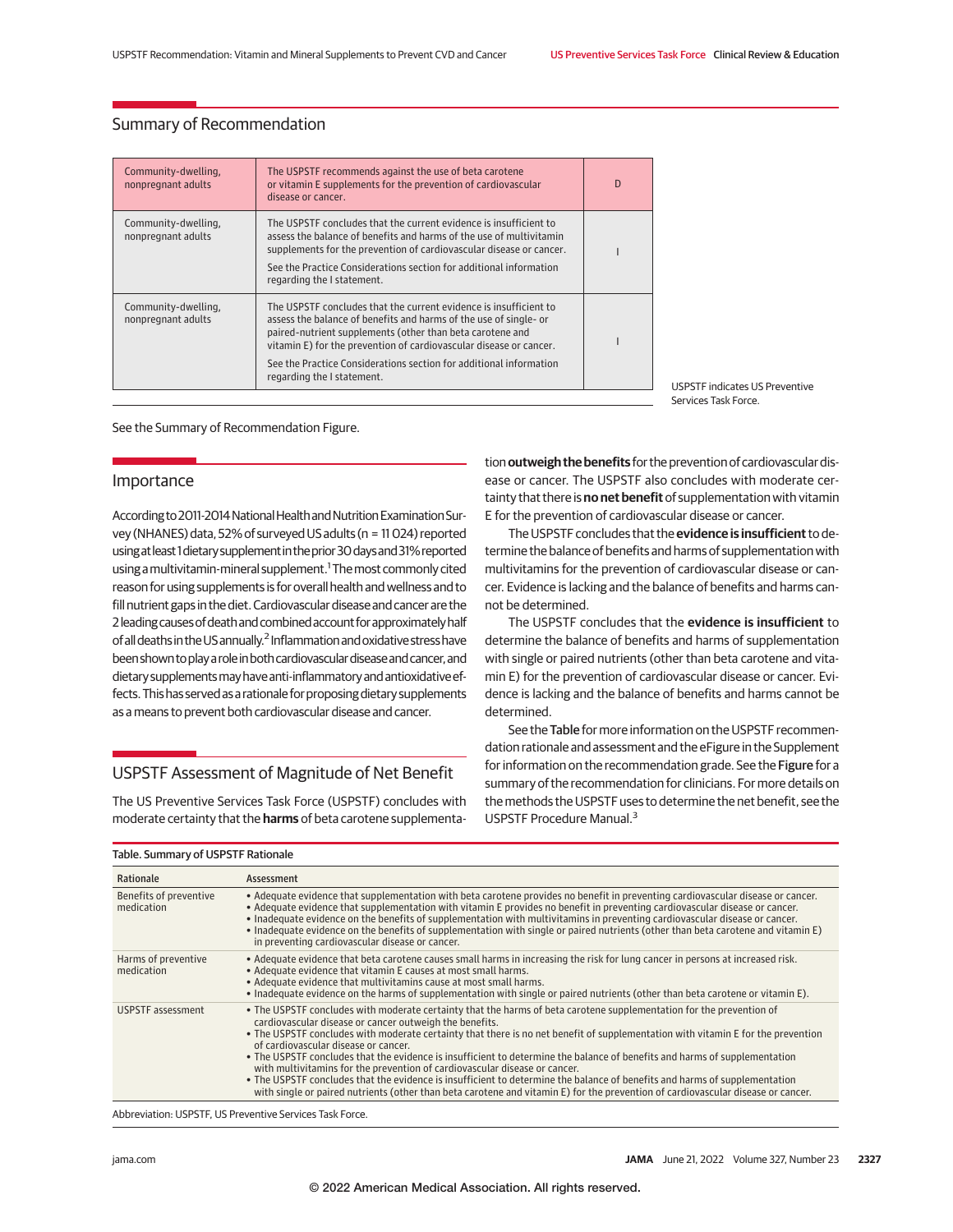## Summary of Recommendation

| Population | Recommendation | Grade |
|---|---|---|
| Community-dwelling, nonpregnant adults | The USPSTF recommends against the use of beta carotene or vitamin E supplements for the prevention of cardiovascular disease or cancer. | D |
| Community-dwelling, nonpregnant adults | The USPSTF concludes that the current evidence is insufficient to assess the balance of benefits and harms of the use of multivitamin supplements for the prevention of cardiovascular disease or cancer. See the Practice Considerations section for additional information regarding the I statement. | I |
| Community-dwelling, nonpregnant adults | The USPSTF concludes that the current evidence is insufficient to assess the balance of benefits and harms of the use of single- or paired-nutrient supplements (other than beta carotene and vitamin E) for the prevention of cardiovascular disease or cancer. See the Practice Considerations section for additional information regarding the I statement. | I |

USPSTF indicates US Preventive Services Task Force.

See the Summary of Recommendation Figure.

## Importance

According to 2011-2014 National Health and Nutrition Examination Survey (NHANES) data, 52% of surveyed US adults (n = 11 024) reported using at least 1 dietary supplement in the prior 30 days and 31% reported using a multivitamin-mineral supplement.[1] The most commonly cited reason for using supplements is for overall health and wellness and to fill nutrient gaps in the diet. Cardiovascular disease and cancer are the 2 leading causes of death and combined account for approximately half of all deaths in the US annually.[2] Inflammation and oxidative stress have been shown to play a role in both cardiovascular disease and cancer, and dietary supplements may have anti-inflammatory and antioxidative effects. This has served as a rationale for proposing dietary supplements as a means to prevent both cardiovascular disease and cancer.

## USPSTF Assessment of Magnitude of Net Benefit

The US Preventive Services Task Force (USPSTF) concludes with moderate certainty that the **harms** of beta carotene supplementation **outweigh the benefits** for the prevention of cardiovascular disease or cancer. The USPSTF also concludes with moderate certainty that there is **no net benefit** of supplementation with vitamin E for the prevention of cardiovascular disease or cancer.

The USPSTF concludes that the **evidence is insufficient** to determine the balance of benefits and harms of supplementation with multivitamins for the prevention of cardiovascular disease or cancer. Evidence is lacking and the balance of benefits and harms cannot be determined.

The USPSTF concludes that the **evidence is insufficient** to determine the balance of benefits and harms of supplementation with single or paired nutrients (other than beta carotene and vitamin E) for the prevention of cardiovascular disease or cancer. Evidence is lacking and the balance of benefits and harms cannot be determined.

See the **Table** for more information on the USPSTF recommendation rationale and assessment and the eFigure in the Supplement for information on the recommendation grade. See the **Figure** for a summary of the recommendation for clinicians. For more details on the methods the USPSTF uses to determine the net benefit, see the USPSTF Procedure Manual.[3]

Table. Summary of USPSTF Rationale

| Rationale | Assessment |
|---|---|
| Benefits of preventive medication | • Adequate evidence that supplementation with beta carotene provides no benefit in preventing cardiovascular disease or cancer.<br>• Adequate evidence that supplementation with vitamin E provides no benefit in preventing cardiovascular disease or cancer.<br>• Inadequate evidence on the benefits of supplementation with multivitamins in preventing cardiovascular disease or cancer.<br>• Inadequate evidence on the benefits of supplementation with single or paired nutrients (other than beta carotene and vitamin E) in preventing cardiovascular disease or cancer. |
| Harms of preventive medication | • Adequate evidence that beta carotene causes small harms in increasing the risk for lung cancer in persons at increased risk.<br>• Adequate evidence that vitamin E causes at most small harms.<br>• Adequate evidence that multivitamins cause at most small harms.<br>• Inadequate evidence on the harms of supplementation with single or paired nutrients (other than beta carotene or vitamin E). |
| USPSTF assessment | • The USPSTF concludes with moderate certainty that the harms of beta carotene supplementation for the prevention of cardiovascular disease or cancer outweigh the benefits.<br>• The USPSTF concludes with moderate certainty that there is no net benefit of supplementation with vitamin E for the prevention of cardiovascular disease or cancer.<br>• The USPSTF concludes that the evidence is insufficient to determine the balance of benefits and harms of supplementation with multivitamins for the prevention of cardiovascular disease or cancer.<br>• The USPSTF concludes that the evidence is insufficient to determine the balance of benefits and harms of supplementation with single or paired nutrients (other than beta carotene and vitamin E) for the prevention of cardiovascular disease or cancer. |

Abbreviation: USPSTF, US Preventive Services Task Force.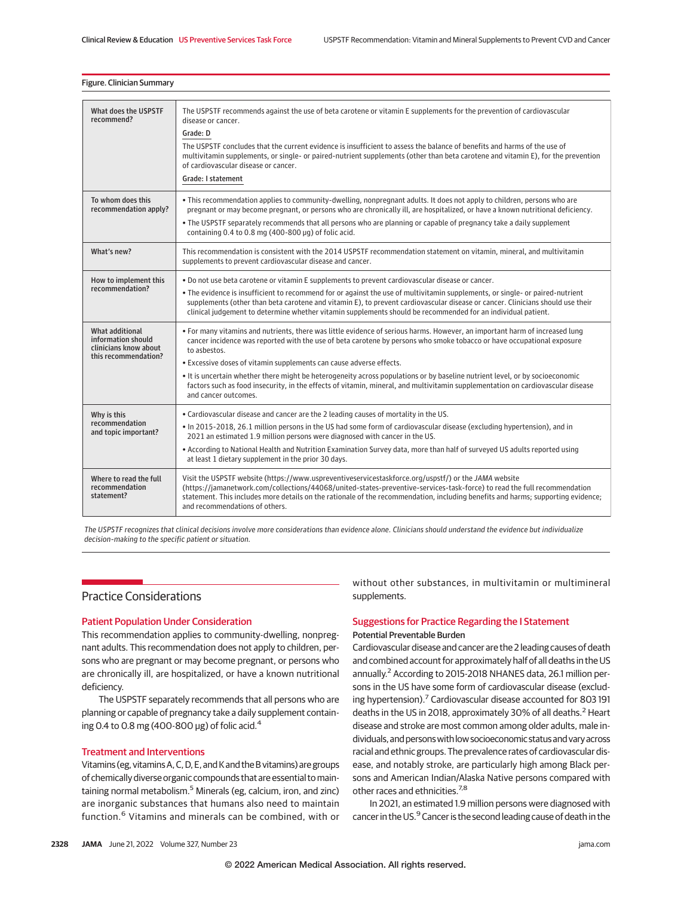Figure. Clinician Summary

| | |
|---|---|
| What does the USPSTF recommend? | The USPSTF recommends against the use of beta carotene or vitamin E supplements for the prevention of cardiovascular disease or cancer.<br>Grade: D<br>The USPSTF concludes that the current evidence is insufficient to assess the balance of benefits and harms of the use of multivitamin supplements, or single- or paired-nutrient supplements (other than beta carotene and vitamin E), for the prevention of cardiovascular disease or cancer.<br>Grade: I statement |
| To whom does this recommendation apply? | • This recommendation applies to community-dwelling, nonpregnant adults. It does not apply to children, persons who are pregnant or may become pregnant, or persons who are chronically ill, are hospitalized, or have a known nutritional deficiency.<br>• The USPSTF separately recommends that all persons who are planning or capable of pregnancy take a daily supplement containing 0.4 to 0.8 mg (400-800 µg) of folic acid. |
| What's new? | This recommendation is consistent with the 2014 USPSTF recommendation statement on vitamin, mineral, and multivitamin supplements to prevent cardiovascular disease and cancer. |
| How to implement this recommendation? | • Do not use beta carotene or vitamin E supplements to prevent cardiovascular disease or cancer.<br>• The evidence is insufficient to recommend for or against the use of multivitamin supplements, or single- or paired-nutrient supplements (other than beta carotene and vitamin E), to prevent cardiovascular disease or cancer. Clinicians should use their clinical judgement to determine whether vitamin supplements should be recommended for an individual patient. |
| What additional information should clinicians know about this recommendation? | • For many vitamins and nutrients, there was little evidence of serious harms. However, an important harm of increased lung cancer incidence was reported with the use of beta carotene by persons who smoke tobacco or have occupational exposure to asbestos.<br>• Excessive doses of vitamin supplements can cause adverse effects.<br>• It is uncertain whether there might be heterogeneity across populations or by baseline nutrient level, or by socioeconomic factors such as food insecurity, in the effects of vitamin, mineral, and multivitamin supplementation on cardiovascular disease and cancer outcomes. |
| Why is this recommendation and topic important? | • Cardiovascular disease and cancer are the 2 leading causes of mortality in the US.<br>• In 2015-2018, 26.1 million persons in the US had some form of cardiovascular disease (excluding hypertension), and in 2021 an estimated 1.9 million persons were diagnosed with cancer in the US.<br>• According to National Health and Nutrition Examination Survey data, more than half of surveyed US adults reported using at least 1 dietary supplement in the prior 30 days. |
| Where to read the full recommendation statement? | Visit the USPSTF website (https://www.uspreventiveservicestaskforce.org/uspstf/) or the *JAMA* website (https://jamanetwork.com/collections/44068/united-states-preventive-services-task-force) to read the full recommendation statement. This includes more details on the rationale of the recommendation, including benefits and harms; supporting evidence; and recommendations of others. |

*The USPSTF recognizes that clinical decisions involve more considerations than evidence alone. Clinicians should understand the evidence but individualize decision-making to the specific patient or situation.*

## Practice Considerations

### Patient Population Under Consideration

This recommendation applies to community-dwelling, nonpregnant adults. This recommendation does not apply to children, persons who are pregnant or may become pregnant, or persons who are chronically ill, are hospitalized, or have a known nutritional deficiency.

The USPSTF separately recommends that all persons who are planning or capable of pregnancy take a daily supplement containing 0.4 to 0.8 mg (400-800 µg) of folic acid.[4]

### Treatment and Interventions

Vitamins (eg, vitamins A, C, D, E, and K and the B vitamins) are groups of chemically diverse organic compounds that are essential to maintaining normal metabolism.[5] Minerals (eg, calcium, iron, and zinc) are inorganic substances that humans also need to maintain function.[6] Vitamins and minerals can be combined, with or without other substances, in multivitamin or multimineral supplements.

### Suggestions for Practice Regarding the I Statement

#### Potential Preventable Burden

Cardiovascular disease and cancer are the 2 leading causes of death and combined account for approximately half of all deaths in the US annually.[2] According to 2015-2018 NHANES data, 26.1 million persons in the US have some form of cardiovascular disease (excluding hypertension).[7] Cardiovascular disease accounted for 803 191 deaths in the US in 2018, approximately 30% of all deaths.[2] Heart disease and stroke are most common among older adults, male individuals, and persons with low socioeconomic status and vary across racial and ethnic groups. The prevalence rates of cardiovascular disease, and notably stroke, are particularly high among Black persons and American Indian/Alaska Native persons compared with other races and ethnicities.[7,8]

In 2021, an estimated 1.9 million persons were diagnosed with cancer in the US.[9] Cancer is the second leading cause of death in the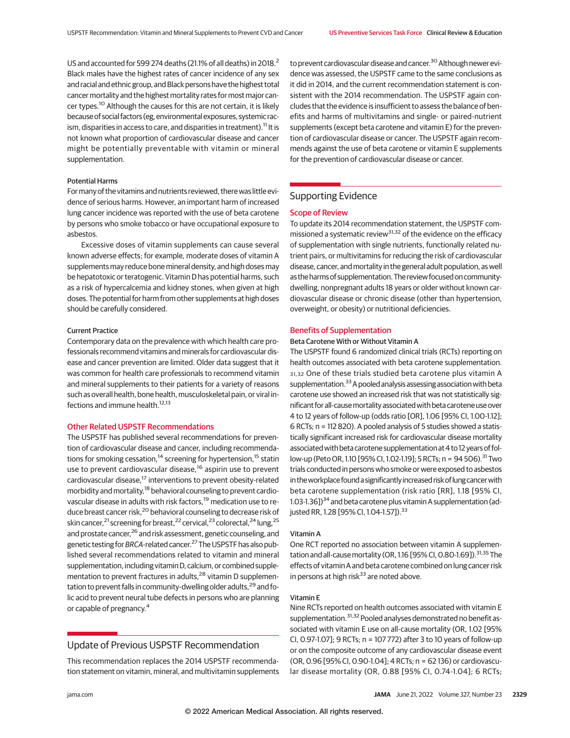US and accounted for 599 274 deaths (21.1% of all deaths) in 2018.[2] Black males have the highest rates of cancer incidence of any sex and racial and ethnic group, and Black persons have the highest total cancer mortality and the highest mortality rates for most major cancer types.[10] Although the causes for this are not certain, it is likely because of social factors (eg, environmental exposures, systemic racism, disparities in access to care, and disparities in treatment).[11] It is not known what proportion of cardiovascular disease and cancer might be potentially preventable with vitamin or mineral supplementation.

### Potential Harms

For many of the vitamins and nutrients reviewed, there was little evidence of serious harms. However, an important harm of increased lung cancer incidence was reported with the use of beta carotene by persons who smoke tobacco or have occupational exposure to asbestos.

Excessive doses of vitamin supplements can cause several known adverse effects; for example, moderate doses of vitamin A supplements may reduce bone mineral density, and high doses may be hepatotoxic or teratogenic. Vitamin D has potential harms, such as a risk of hypercalcemia and kidney stones, when given at high doses. The potential for harm from other supplements at high doses should be carefully considered.

### Current Practice

Contemporary data on the prevalence with which health care professionals recommend vitamins and minerals for cardiovascular disease and cancer prevention are limited. Older data suggest that it was common for health care professionals to recommend vitamin and mineral supplements to their patients for a variety of reasons such as overall health, bone health, musculoskeletal pain, or viral infections and immune health.[12,13]

### Other Related USPSTF Recommendations

The USPSTF has published several recommendations for prevention of cardiovascular disease and cancer, including recommendations for smoking cessation,[14] screening for hypertension,[15] statin use to prevent cardiovascular disease,[16] aspirin use to prevent cardiovascular disease,[17] interventions to prevent obesity-related morbidity and mortality,[18] behavioral counseling to prevent cardiovascular disease in adults with risk factors,[19] medication use to reduce breast cancer risk,[20] behavioral counseling to decrease risk of skin cancer,[21] screening for breast,[22] cervical,[23] colorectal,[24] lung,[25] and prostate cancer,[26] and risk assessment, genetic counseling, and genetic testing for *BRCA*-related cancer.[27] The USPSTF has also published several recommendations related to vitamin and mineral supplementation, including vitamin D, calcium, or combined supplementation to prevent fractures in adults,[28] vitamin D supplementation to prevent falls in community-dwelling older adults,[29] and folic acid to prevent neural tube defects in persons who are planning or capable of pregnancy.[4]

## Update of Previous USPSTF Recommendation

This recommendation replaces the 2014 USPSTF recommendation statement on vitamin, mineral, and multivitamin supplements to prevent cardiovascular disease and cancer.[30] Although newer evidence was assessed, the USPSTF came to the same conclusions as it did in 2014, and the current recommendation statement is consistent with the 2014 recommendation. The USPSTF again concludes that the evidence is insufficient to assess the balance of benefits and harms of multivitamins and single- or paired-nutrient supplements (except beta carotene and vitamin E) for the prevention of cardiovascular disease or cancer. The USPSTF again recommends against the use of beta carotene or vitamin E supplements for the prevention of cardiovascular disease or cancer.

## Supporting Evidence

### Scope of Review

To update its 2014 recommendation statement, the USPSTF commissioned a systematic review[31,32] of the evidence on the efficacy of supplementation with single nutrients, functionally related nutrient pairs, or multivitamins for reducing the risk of cardiovascular disease, cancer, and mortality in the general adult population, as well as the harms of supplementation. The review focused on community-dwelling, nonpregnant adults 18 years or older without known cardiovascular disease or chronic disease (other than hypertension, overweight, or obesity) or nutritional deficiencies.

### Benefits of Supplementation

#### Beta Carotene With or Without Vitamin A

The USPSTF found 6 randomized clinical trials (RCTs) reporting on health outcomes associated with beta carotene supplementation.[31,32] One of these trials studied beta carotene plus vitamin A supplementation.[33] A pooled analysis assessing association with beta carotene use showed an increased risk that was not statistically significant for all-cause mortality associated with beta carotene use over 4 to 12 years of follow-up (odds ratio [OR], 1.06 [95% CI, 1.00-1.12]; 6 RCTs; n = 112 820). A pooled analysis of 5 studies showed a statistically significant increased risk for cardiovascular disease mortality associated with beta carotene supplementation at 4 to 12 years of follow-up (Peto OR, 1.10 [95% CI, 1.02-1.19]; 5 RCTs; n = 94 506).[31] Two trials conducted in persons who smoke or were exposed to asbestos in the workplace found a significantly increased risk of lung cancer with beta carotene supplementation (risk ratio [RR], 1.18 [95% CI, 1.03-1.36])[34] and beta carotene plus vitamin A supplementation (adjusted RR, 1.28 [95% CI, 1.04-1.57]).[33]

#### Vitamin A

One RCT reported no association between vitamin A supplementation and all-cause mortality (OR, 1.16 [95% CI, 0.80-1.69]).[31,35] The effects of vitamin A and beta carotene combined on lung cancer risk in persons at high risk[33] are noted above.

#### Vitamin E

Nine RCTs reported on health outcomes associated with vitamin E supplementation.[31,32] Pooled analyses demonstrated no benefit associated with vitamin E use on all-cause mortality (OR, 1.02 [95% CI, 0.97-1.07]; 9 RCTs; n = 107 772) after 3 to 10 years of follow-up or on the composite outcome of any cardiovascular disease event (OR, 0.96 [95% CI, 0.90-1.04]; 4 RCTs; n = 62 136) or cardiovascular disease mortality (OR, 0.88 [95% CI, 0.74-1.04]; 6 RCTs;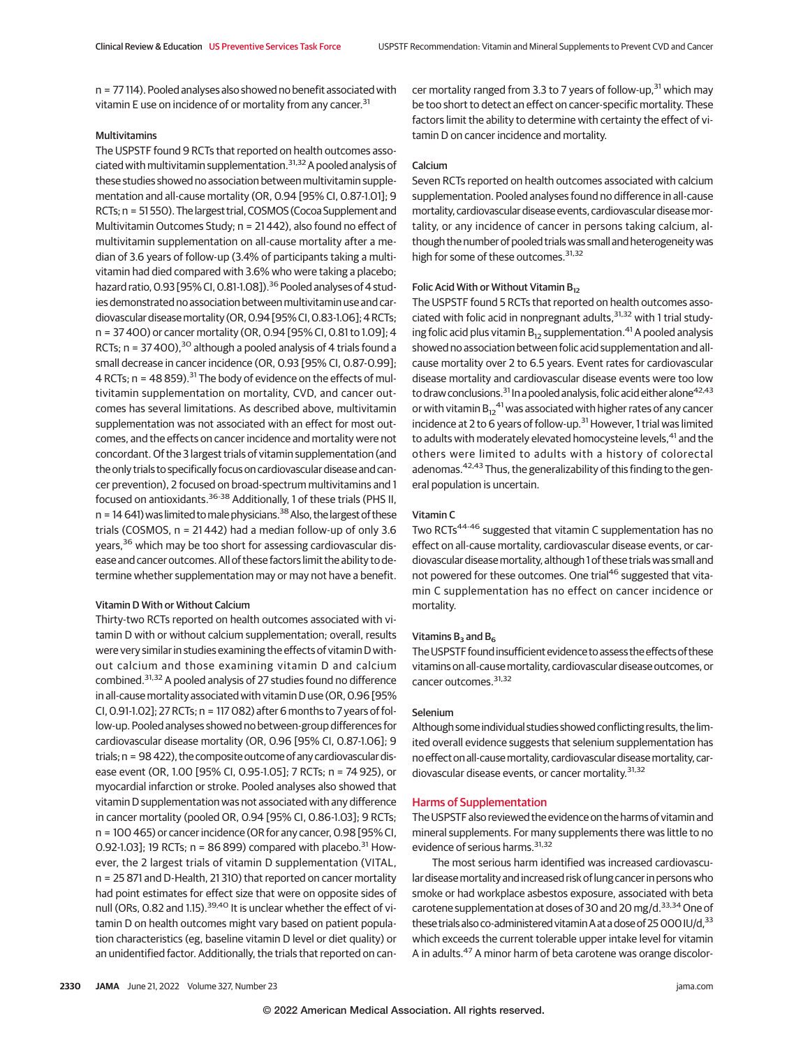n = 77 114). Pooled analyses also showed no benefit associated with vitamin E use on incidence of or mortality from any cancer.[31]

#### Multivitamins

The USPSTF found 9 RCTs that reported on health outcomes associated with multivitamin supplementation.[31,32] A pooled analysis of these studies showed no association between multivitamin supplementation and all-cause mortality (OR, 0.94 [95% CI, 0.87-1.01]; 9 RCTs; n = 51 550). The largest trial, COSMOS (Cocoa Supplement and Multivitamin Outcomes Study; n = 21 442), also found no effect of multivitamin supplementation on all-cause mortality after a median of 3.6 years of follow-up (3.4% of participants taking a multivitamin had died compared with 3.6% who were taking a placebo; hazard ratio, 0.93 [95% CI, 0.81-1.08]).[36] Pooled analyses of 4 studies demonstrated no association between multivitamin use and cardiovascular disease mortality (OR, 0.94 [95% CI, 0.83-1.06]; 4 RCTs; n = 37 400) or cancer mortality (OR, 0.94 [95% CI, 0.81 to 1.09]; 4 RCTs; n = 37 400),[30] although a pooled analysis of 4 trials found a small decrease in cancer incidence (OR, 0.93 [95% CI, 0.87-0.99]; 4 RCTs; n = 48 859).[31] The body of evidence on the effects of multivitamin supplementation on mortality, CVD, and cancer outcomes has several limitations. As described above, multivitamin supplementation was not associated with an effect for most outcomes, and the effects on cancer incidence and mortality were not concordant. Of the 3 largest trials of vitamin supplementation (and the only trials to specifically focus on cardiovascular disease and cancer prevention), 2 focused on broad-spectrum multivitamins and 1 focused on antioxidants.[36-38] Additionally, 1 of these trials (PHS II, n = 14 641) was limited to male physicians.[38] Also, the largest of these trials (COSMOS, n = 21 442) had a median follow-up of only 3.6 years,[36] which may be too short for assessing cardiovascular disease and cancer outcomes. All of these factors limit the ability to determine whether supplementation may or may not have a benefit.

#### Vitamin D With or Without Calcium

Thirty-two RCTs reported on health outcomes associated with vitamin D with or without calcium supplementation; overall, results were very similar in studies examining the effects of vitamin D without calcium and those examining vitamin D and calcium combined.[31,32] A pooled analysis of 27 studies found no difference in all-cause mortality associated with vitamin D use (OR, 0.96 [95% CI, 0.91-1.02]; 27 RCTs; n = 117 082) after 6 months to 7 years of follow-up. Pooled analyses showed no between-group differences for cardiovascular disease mortality (OR, 0.96 [95% CI, 0.87-1.06]; 9 trials; n = 98 422), the composite outcome of any cardiovascular disease event (OR, 1.00 [95% CI, 0.95-1.05]; 7 RCTs; n = 74 925), or myocardial infarction or stroke. Pooled analyses also showed that vitamin D supplementation was not associated with any difference in cancer mortality (pooled OR, 0.94 [95% CI, 0.86-1.03]; 9 RCTs; n = 100 465) or cancer incidence (OR for any cancer, 0.98 [95% CI, 0.92-1.03]; 19 RCTs; n = 86 899) compared with placebo.[31] However, the 2 largest trials of vitamin D supplementation (VITAL, n = 25 871 and D-Health, 21 310) that reported on cancer mortality had point estimates for effect size that were on opposite sides of null (ORs, 0.82 and 1.15).[39,40] It is unclear whether the effect of vitamin D on health outcomes might vary based on patient population characteristics (eg, baseline vitamin D level or diet quality) or an unidentified factor. Additionally, the trials that reported on cancer mortality ranged from 3.3 to 7 years of follow-up,[31] which may be too short to detect an effect on cancer-specific mortality. These factors limit the ability to determine with certainty the effect of vitamin D on cancer incidence and mortality.

#### Calcium

Seven RCTs reported on health outcomes associated with calcium supplementation. Pooled analyses found no difference in all-cause mortality, cardiovascular disease events, cardiovascular disease mortality, or any incidence of cancer in persons taking calcium, although the number of pooled trials was small and heterogeneity was high for some of these outcomes.[31,32]

#### Folic Acid With or Without Vitamin $B_{12}$

The USPSTF found 5 RCTs that reported on health outcomes associated with folic acid in nonpregnant adults,[31,32] with 1 trial studying folic acid plus vitamin $B_{12}$ supplementation.[41] A pooled analysis showed no association between folic acid supplementation and all-cause mortality over 2 to 6.5 years. Event rates for cardiovascular disease mortality and cardiovascular disease events were too low to draw conclusions.[31] In a pooled analysis, folic acid either alone[42,43] or with vitamin $B_{12}$[41] was associated with higher rates of any cancer incidence at 2 to 6 years of follow-up.[31] However, 1 trial was limited to adults with moderately elevated homocysteine levels,[41] and the others were limited to adults with a history of colorectal adenomas.[42,43] Thus, the generalizability of this finding to the general population is uncertain.

#### Vitamin C

Two RCTs[44-46] suggested that vitamin C supplementation has no effect on all-cause mortality, cardiovascular disease events, or cardiovascular disease mortality, although 1 of these trials was small and not powered for these outcomes. One trial[46] suggested that vitamin C supplementation has no effect on cancer incidence or mortality.

#### Vitamins $B_3$ and $B_6$

The USPSTF found insufficient evidence to assess the effects of these vitamins on all-cause mortality, cardiovascular disease outcomes, or cancer outcomes.[31,32]

#### Selenium

Although some individual studies showed conflicting results, the limited overall evidence suggests that selenium supplementation has no effect on all-cause mortality, cardiovascular disease mortality, cardiovascular disease events, or cancer mortality.[31,32]

### Harms of Supplementation

The USPSTF also reviewed the evidence on the harms of vitamin and mineral supplements. For many supplements there was little to no evidence of serious harms.[31,32]

The most serious harm identified was increased cardiovascular disease mortality and increased risk of lung cancer in persons who smoke or had workplace asbestos exposure, associated with beta carotene supplementation at doses of 30 and 20 mg/d.[33,34] One of these trials also co-administered vitamin A at a dose of 25 000 IU/d,[33] which exceeds the current tolerable upper intake level for vitamin A in adults.[47] A minor harm of beta carotene was orange discolor-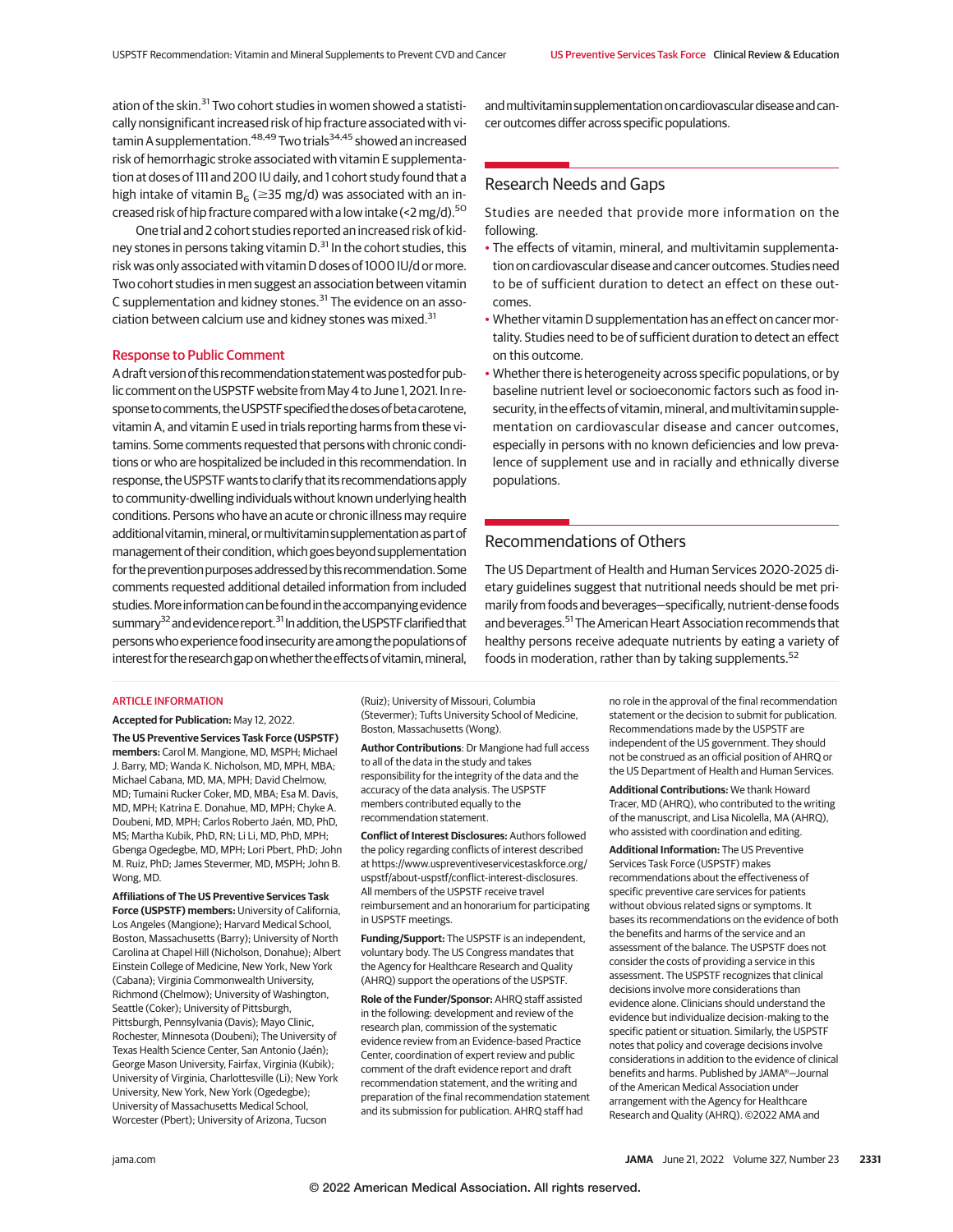ation of the skin.[31] Two cohort studies in women showed a statistically nonsignificant increased risk of hip fracture associated with vitamin A supplementation.[48,49] Two trials[34,45] showed an increased risk of hemorrhagic stroke associated with vitamin E supplementation at doses of 111 and 200 IU daily, and 1 cohort study found that a high intake of vitamin $B_6$ (≥35 mg/d) was associated with an increased risk of hip fracture compared with a low intake (<2 mg/d).[50]

One trial and 2 cohort studies reported an increased risk of kidney stones in persons taking vitamin D.[31] In the cohort studies, this risk was only associated with vitamin D doses of 1000 IU/d or more. Two cohort studies in men suggest an association between vitamin C supplementation and kidney stones.[31] The evidence on an association between calcium use and kidney stones was mixed.[31]

### Response to Public Comment

A draft version of this recommendation statement was posted for public comment on the USPSTF website from May 4 to June 1, 2021. In response to comments, the USPSTF specified the doses of beta carotene, vitamin A, and vitamin E used in trials reporting harms from these vitamins. Some comments requested that persons with chronic conditions or who are hospitalized be included in this recommendation. In response, the USPSTF wants to clarify that its recommendations apply to community-dwelling individuals without known underlying health conditions. Persons who have an acute or chronic illness may require additional vitamin, mineral, or multivitamin supplementation as part of management of their condition, which goes beyond supplementation for the prevention purposes addressed by this recommendation. Some comments requested additional detailed information from included studies. More information can be found in the accompanying evidence summary[32] and evidence report.[31] In addition, the USPSTF clarified that persons who experience food insecurity are among the populations of interest for the research gap on whether the effects of vitamin, mineral, and multivitamin supplementation on cardiovascular disease and cancer outcomes differ across specific populations.

## Research Needs and Gaps

Studies are needed that provide more information on the following:

- The effects of vitamin, mineral, and multivitamin supplementation on cardiovascular disease and cancer outcomes. Studies need to be of sufficient duration to detect an effect on these outcomes.
- Whether vitamin D supplementation has an effect on cancer mortality. Studies need to be of sufficient duration to detect an effect on this outcome.
- Whether there is heterogeneity across specific populations, or by baseline nutrient level or socioeconomic factors such as food insecurity, in the effects of vitamin, mineral, and multivitamin supplementation on cardiovascular disease and cancer outcomes, especially in persons with no known deficiencies and low prevalence of supplement use and in racially and ethnically diverse populations.

## Recommendations of Others

The US Department of Health and Human Services 2020-2025 dietary guidelines suggest that nutritional needs should be met primarily from foods and beverages—specifically, nutrient-dense foods and beverages.[51] The American Heart Association recommends that healthy persons receive adequate nutrients by eating a variety of foods in moderation, rather than by taking supplements.[52]

### ARTICLE INFORMATION

**Accepted for Publication:** May 12, 2022.

**The US Preventive Services Task Force (USPSTF) members:** Carol M. Mangione, MD, MSPH; Michael J. Barry, MD; Wanda K. Nicholson, MD, MPH, MBA; Michael Cabana, MD, MA, MPH; David Chelmow, MD; Tumaini Rucker Coker, MD, MBA; Esa M. Davis, MD, MPH; Katrina E. Donahue, MD, MPH; Chyke A. Doubeni, MD, MPH; Carlos Roberto Jaén, MD, PhD, MS; Martha Kubik, PhD, RN; Li Li, MD, PhD, MPH; Gbenga Ogedegbe, MD, MPH; Lori Pbert, PhD; John M. Ruiz, PhD; James Stevermer, MD, MSPH; John B. Wong, MD.

**Affiliations of The US Preventive Services Task Force (USPSTF) members:** University of California, Los Angeles (Mangione); Harvard Medical School, Boston, Massachusetts (Barry); University of North Carolina at Chapel Hill (Nicholson, Donahue); Albert Einstein College of Medicine, New York, New York (Cabana); Virginia Commonwealth University, Richmond (Chelmow); University of Washington, Seattle (Coker); University of Pittsburgh, Pittsburgh, Pennsylvania (Davis); Mayo Clinic, Rochester, Minnesota (Doubeni); The University of Texas Health Science Center, San Antonio (Jaén); George Mason University, Fairfax, Virginia (Kubik); University of Virginia, Charlottesville (Li); New York University, New York, New York (Ogedegbe); University of Massachusetts Medical School, Worcester (Pbert); University of Arizona, Tucson (Ruiz); University of Missouri, Columbia (Stevermer); Tufts University School of Medicine, Boston, Massachusetts (Wong).

**Author Contributions:** Dr Mangione had full access to all of the data in the study and takes responsibility for the integrity of the data and the accuracy of the data analysis. The USPSTF members contributed equally to the recommendation statement.

**Conflict of Interest Disclosures:** Authors followed the policy regarding conflicts of interest described at https://www.uspreventiveservicestaskforce.org/uspstf/about-uspstf/conflict-interest-disclosures. All members of the USPSTF receive travel reimbursement and an honorarium for participating in USPSTF meetings.

**Funding/Support:** The USPSTF is an independent, voluntary body. The US Congress mandates that the Agency for Healthcare Research and Quality (AHRQ) support the operations of the USPSTF.

**Role of the Funder/Sponsor:** AHRQ staff assisted in the following: development and review of the research plan, commission of the systematic evidence review from an Evidence-based Practice Center, coordination of expert review and public comment of the draft evidence report and draft recommendation statement, and the writing and preparation of the final recommendation statement and its submission for publication. AHRQ staff had no role in the approval of the final recommendation statement or the decision to submit for publication. Recommendations made by the USPSTF are independent of the US government. They should not be construed as an official position of AHRQ or the US Department of Health and Human Services.

**Additional Contributions:** We thank Howard Tracer, MD (AHRQ), who contributed to the writing of the manuscript, and Lisa Nicolella, MA (AHRQ), who assisted with coordination and editing.

**Additional Information:** The US Preventive Services Task Force (USPSTF) makes recommendations about the effectiveness of specific preventive care services for patients without obvious related signs or symptoms. It bases its recommendations on the evidence of both the benefits and harms of the service and an assessment of the balance. The USPSTF does not consider the costs of providing a service in this assessment. The USPSTF recognizes that clinical decisions involve more considerations than evidence alone. Clinicians should understand the evidence but individualize decision-making to the specific patient or situation. Similarly, the USPSTF notes that policy and coverage decisions involve considerations in addition to the evidence of clinical benefits and harms. Published by JAMA®—Journal of the American Medical Association under arrangement with the Agency for Healthcare Research and Quality (AHRQ). ©2022 AMA and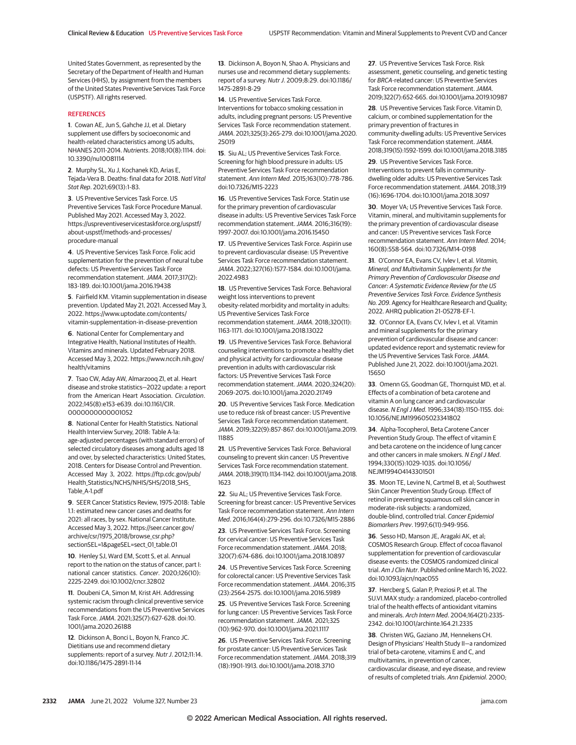United States Government, as represented by the Secretary of the Department of Health and Human Services (HHS), by assignment from the members of the United States Preventive Services Task Force (USPSTF). All rights reserved.

## REFERENCES

1. Cowan AE, Jun S, Gahche JJ, et al. Dietary supplement use differs by socioeconomic and health-related characteristics among US adults, NHANES 2011-2014. *Nutrients*. 2018;10(8):1114. doi:10.3390/nu10081114

2. Murphy SL, Xu J, Kochanek KD, Arias E, Tejada-Vera B. Deaths: final data for 2018. *Natl Vital Stat Rep*. 2021;69(13):1-83.

3. US Preventive Services Task Force. US Preventive Services Task Force Procedure Manual. Published May 2021. Accessed May 3, 2022. https://uspreventiveservicestaskforce.org/uspstf/about-uspstf/methods-and-processes/procedure-manual

4. US Preventive Services Task Force. Folic acid supplementation for the prevention of neural tube defects: US Preventive Services Task Force recommendation statement. *JAMA*. 2017;317(2):183-189. doi:10.1001/jama.2016.19438

5. Fairfield KM. Vitamin supplementation in disease prevention. Updated May 21, 2021. Accessed May 3, 2022. https://www.uptodate.com/contents/vitamin-supplementation-in-disease-prevention

6. National Center for Complementary and Integrative Health, National Institutes of Health. Vitamins and minerals. Updated February 2018. Accessed May 3, 2022. https://www.nccih.nih.gov/health/vitamins

7. Tsao CW, Aday AW, Almarzooq ZI, et al. Heart disease and stroke statistics—2022 update: a report from the American Heart Association. *Circulation*. 2022;145(8):e153-e639. doi:10.1161/CIR.0000000000001052

8. National Center for Health Statistics. National Health Interview Survey, 2018: Table A-1a: age-adjusted percentages (with standard errors) of selected circulatory diseases among adults aged 18 and over, by selected characteristics: United States, 2018. Centers for Disease Control and Prevention. Accessed May 3, 2022. https://ftp.cdc.gov/pub/Health_Statistics/NCHS/NHIS/SHS/2018_SHS_Table_A-1.pdf

9. SEER Cancer Statistics Review, 1975-2018: Table 1.1: estimated new cancer cases and deaths for 2021: all races, by sex. National Cancer Institute. Accessed May 3, 2022. https://seer.cancer.gov/archive/csr/1975_2018/browse_csr.php?sectionSEL=1&pageSEL=sect_01_table.01

10. Henley SJ, Ward EM, Scott S, et al. Annual report to the nation on the status of cancer, part I: national cancer statistics. *Cancer*. 2020;126(10):2225-2249. doi:10.1002/cncr.32802

11. Doubeni CA, Simon M, Krist AH. Addressing systemic racism through clinical preventive service recommendations from the US Preventive Services Task Force. *JAMA*. 2021;325(7):627-628. doi:10.1001/jama.2020.26188

12. Dickinson A, Bonci L, Boyon N, Franco JC. Dietitians use and recommend dietary supplements: report of a survey. *Nutr J*. 2012;11:14. doi:10.1186/1475-2891-11-14

13. Dickinson A, Boyon N, Shao A. Physicians and nurses use and recommend dietary supplements: report of a survey. *Nutr J*. 2009;8:29. doi:10.1186/1475-2891-8-29

14. US Preventive Services Task Force. Interventions for tobacco smoking cessation in adults, including pregnant persons: US Preventive Services Task Force recommendation statement. *JAMA*. 2021;325(3):265-279. doi:10.1001/jama.2020.25019

15. Siu AL; US Preventive Services Task Force. Screening for high blood pressure in adults: US Preventive Services Task Force recommendation statement. *Ann Intern Med*. 2015;163(10):778-786. doi:10.7326/M15-2223

16. US Preventive Services Task Force. Statin use for the primary prevention of cardiovascular disease in adults: US Preventive Services Task Force recommendation statement. *JAMA*. 2016;316(19):1997-2007. doi:10.1001/jama.2016.15450

17. US Preventive Services Task Force. Aspirin use to prevent cardiovascular disease: US Preventive Services Task Force recommendation statement. *JAMA*. 2022;327(16):1577-1584. doi:10.1001/jama.2022.4983

18. US Preventive Services Task Force. Behavioral weight loss interventions to prevent obesity-related morbidity and mortality in adults: US Preventive Services Task Force recommendation statement. *JAMA*. 2018;320(11):1163-1171. doi:10.1001/jama.2018.13022

19. US Preventive Services Task Force. Behavioral counseling interventions to promote a healthy diet and physical activity for cardiovascular disease prevention in adults with cardiovascular risk factors: US Preventive Services Task Force recommendation statement. *JAMA*. 2020;324(20):2069-2075. doi:10.1001/jama.2020.21749

20. US Preventive Services Task Force. Medication use to reduce risk of breast cancer: US Preventive Services Task Force recommendation statement. *JAMA*. 2019;322(9):857-867. doi:10.1001/jama.2019.11885

21. US Preventive Services Task Force. Behavioral counseling to prevent skin cancer: US Preventive Services Task Force recommendation statement. *JAMA*. 2018;319(11):1134-1142. doi:10.1001/jama.2018.1623

22. Siu AL; US Preventive Services Task Force. Screening for breast cancer: US Preventive Services Task Force recommendation statement. *Ann Intern Med*. 2016;164(4):279-296. doi:10.7326/M15-2886

23. US Preventive Services Task Force. Screening for cervical cancer: US Preventive Services Task Force recommendation statement. *JAMA*. 2018;320(7):674-686. doi:10.1001/jama.2018.10897

24. US Preventive Services Task Force. Screening for colorectal cancer: US Preventive Services Task Force recommendation statement. *JAMA*. 2016;315(23):2564-2575. doi:10.1001/jama.2016.5989

25. US Preventive Services Task Force. Screening for lung cancer: US Preventive Services Task Force recommendation statement. *JAMA*. 2021;325(10):962-970. doi:10.1001/jama.2021.1117

26. US Preventive Services Task Force. Screening for prostate cancer: US Preventive Services Task Force recommendation statement. *JAMA*. 2018;319(18):1901-1913. doi:10.1001/jama.2018.3710

27. US Preventive Services Task Force. Risk assessment, genetic counseling, and genetic testing for *BRCA*-related cancer: US Preventive Services Task Force recommendation statement. *JAMA*. 2019;322(7):652-665. doi:10.1001/jama.2019.10987

28. US Preventive Services Task Force. Vitamin D, calcium, or combined supplementation for the primary prevention of fractures in community-dwelling adults: US Preventive Services Task Force recommendation statement. *JAMA*. 2018;319(15):1592-1599. doi:10.1001/jama.2018.3185

29. US Preventive Services Task Force. Interventions to prevent falls in community-dwelling older adults: US Preventive Services Task Force recommendation statement. *JAMA*. 2018;319(16):1696-1704. doi:10.1001/jama.2018.3097

30. Moyer VA; US Preventive Services Task Force. Vitamin, mineral, and multivitamin supplements for the primary prevention of cardiovascular disease and cancer: US Preventive services Task Force recommendation statement. *Ann Intern Med*. 2014;160(8):558-564. doi:10.7326/M14-0198

31. O'Connor EA, Evans CV, Ivlev I, et al. *Vitamin, Mineral, and Multivitamin Supplements for the Primary Prevention of Cardiovascular Disease and Cancer: A Systematic Evidence Review for the US Preventive Services Task Force. Evidence Synthesis No. 209*. Agency for Healthcare Research and Quality; 2022. AHRQ publication 21-05278-EF-1.

32. O'Connor EA, Evans CV, Ivlev I, et al. Vitamin and mineral supplements for the primary prevention of cardiovascular disease and cancer: updated evidence report and systematic review for the US Preventive Services Task Force. *JAMA*. Published June 21, 2022. doi:10.1001/jama.2021.15650

33. Omenn GS, Goodman GE, Thornquist MD, et al. Effects of a combination of beta carotene and vitamin A on lung cancer and cardiovascular disease. *N Engl J Med*. 1996;334(18):1150-1155. doi:10.1056/NEJM199605023341802

34. Alpha-Tocopherol, Beta Carotene Cancer Prevention Study Group. The effect of vitamin E and beta carotene on the incidence of lung cancer and other cancers in male smokers. *N Engl J Med*. 1994;330(15):1029-1035. doi:10.1056/NEJM199404143301501

35. Moon TE, Levine N, Cartmel B, et al; Southwest Skin Cancer Prevention Study Group. Effect of retinol in preventing squamous cell skin cancer in moderate-risk subjects: a randomized, double-blind, controlled trial. *Cancer Epidemiol Biomarkers Prev*. 1997;6(11):949-956.

36. Sesso HD, Manson JE, Aragaki AK, et al; COSMOS Research Group. Effect of cocoa flavanol supplementation for prevention of cardiovascular disease events: the COSMOS randomized clinical trial. *Am J Clin Nutr*. Published online March 16, 2022. doi:10.1093/ajcn/nqac055

37. Hercberg S, Galan P, Preziosi P, et al. The SU.VI.MAX study: a randomized, placebo-controlled trial of the health effects of antioxidant vitamins and minerals. *Arch Intern Med*. 2004;164(21):2335-2342. doi:10.1001/archinte.164.21.2335

38. Christen WG, Gaziano JM, Hennekens CH. Design of Physicians' Health Study II—a randomized trial of beta-carotene, vitamins E and C, and multivitamins, in prevention of cancer, cardiovascular disease, and eye disease, and review of results of completed trials. *Ann Epidemiol*. 2000;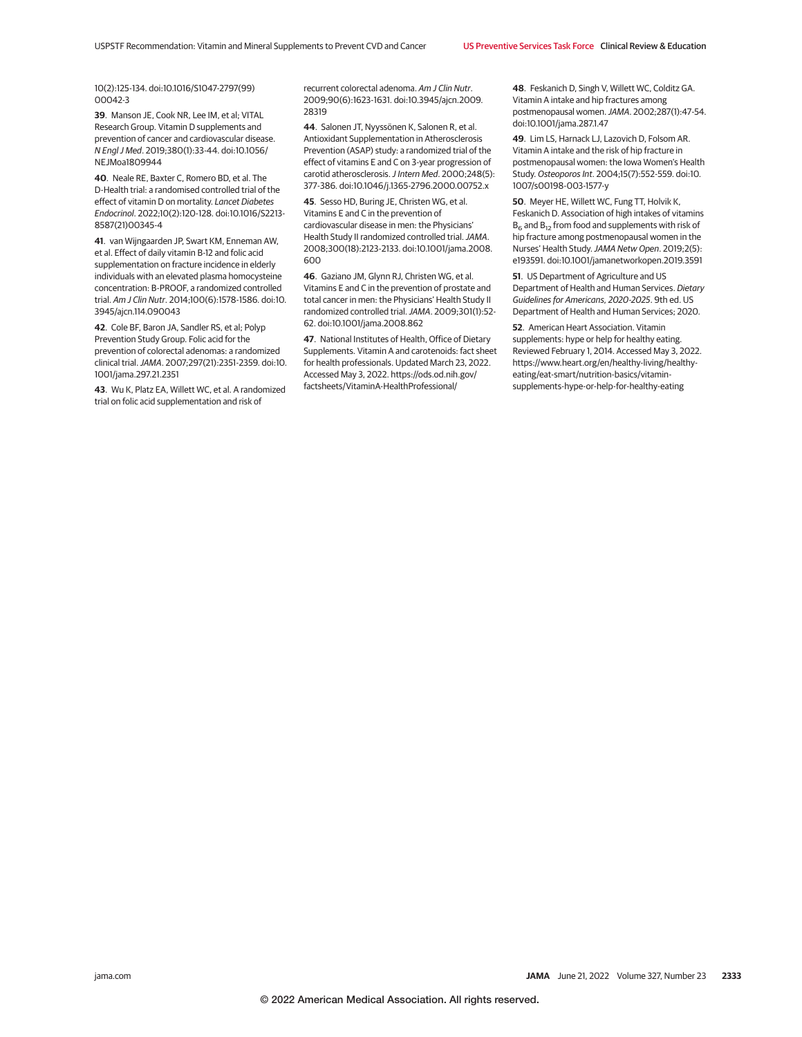10(2):125-134. doi:10.1016/S1047-2797(99)00042-3

**39**. Manson JE, Cook NR, Lee IM, et al; VITAL Research Group. Vitamin D supplements and prevention of cancer and cardiovascular disease. *N Engl J Med*. 2019;380(1):33-44. doi:10.1056/NEJMoa1809944

**40**. Neale RE, Baxter C, Romero BD, et al. The D-Health trial: a randomised controlled trial of the effect of vitamin D on mortality. *Lancet Diabetes Endocrinol*. 2022;10(2):120-128. doi:10.1016/S2213-8587(21)00345-4

**41**. van Wijngaarden JP, Swart KM, Enneman AW, et al. Effect of daily vitamin B-12 and folic acid supplementation on fracture incidence in elderly individuals with an elevated plasma homocysteine concentration: B-PROOF, a randomized controlled trial. *Am J Clin Nutr*. 2014;100(6):1578-1586. doi:10.3945/ajcn.114.090043

**42**. Cole BF, Baron JA, Sandler RS, et al; Polyp Prevention Study Group. Folic acid for the prevention of colorectal adenomas: a randomized clinical trial. *JAMA*. 2007;297(21):2351-2359. doi:10.1001/jama.297.21.2351

**43**. Wu K, Platz EA, Willett WC, et al. A randomized trial on folic acid supplementation and risk of recurrent colorectal adenoma. *Am J Clin Nutr*. 2009;90(6):1623-1631. doi:10.3945/ajcn.2009.28319

**44**. Salonen JT, Nyyssönen K, Salonen R, et al. Antioxidant Supplementation in Atherosclerosis Prevention (ASAP) study: a randomized trial of the effect of vitamins E and C on 3-year progression of carotid atherosclerosis. *J Intern Med*. 2000;248(5):377-386. doi:10.1046/j.1365-2796.2000.00752.x

**45**. Sesso HD, Buring JE, Christen WG, et al. Vitamins E and C in the prevention of cardiovascular disease in men: the Physicians' Health Study II randomized controlled trial. *JAMA*. 2008;300(18):2123-2133. doi:10.1001/jama.2008.600

**46**. Gaziano JM, Glynn RJ, Christen WG, et al. Vitamins E and C in the prevention of prostate and total cancer in men: the Physicians' Health Study II randomized controlled trial. *JAMA*. 2009;301(1):52-62. doi:10.1001/jama.2008.862

**47**. National Institutes of Health, Office of Dietary Supplements. Vitamin A and carotenoids: fact sheet for health professionals. Updated March 23, 2022. Accessed May 3, 2022. https://ods.od.nih.gov/factsheets/VitaminA-HealthProfessional/

**48**. Feskanich D, Singh V, Willett WC, Colditz GA. Vitamin A intake and hip fractures among postmenopausal women. *JAMA*. 2002;287(1):47-54. doi:10.1001/jama.287.1.47

**49**. Lim LS, Harnack LJ, Lazovich D, Folsom AR. Vitamin A intake and the risk of hip fracture in postmenopausal women: the Iowa Women's Health Study. *Osteoporos Int*. 2004;15(7):552-559. doi:10.1007/s00198-003-1577-y

**50**. Meyer HE, Willett WC, Fung TT, Holvik K, Feskanich D. Association of high intakes of vitamins $B_6$ and $B_{12}$ from food and supplements with risk of hip fracture among postmenopausal women in the Nurses' Health Study. *JAMA Netw Open*. 2019;2(5):e193591. doi:10.1001/jamanetworkopen.2019.3591

**51**. US Department of Agriculture and US Department of Health and Human Services. *Dietary Guidelines for Americans, 2020-2025*. 9th ed. US Department of Health and Human Services; 2020.

**52**. American Heart Association. Vitamin supplements: hype or help for healthy eating. Reviewed February 1, 2014. Accessed May 3, 2022. https://www.heart.org/en/healthy-living/healthy-eating/eat-smart/nutrition-basics/vitamin-supplements-hype-or-help-for-healthy-eating